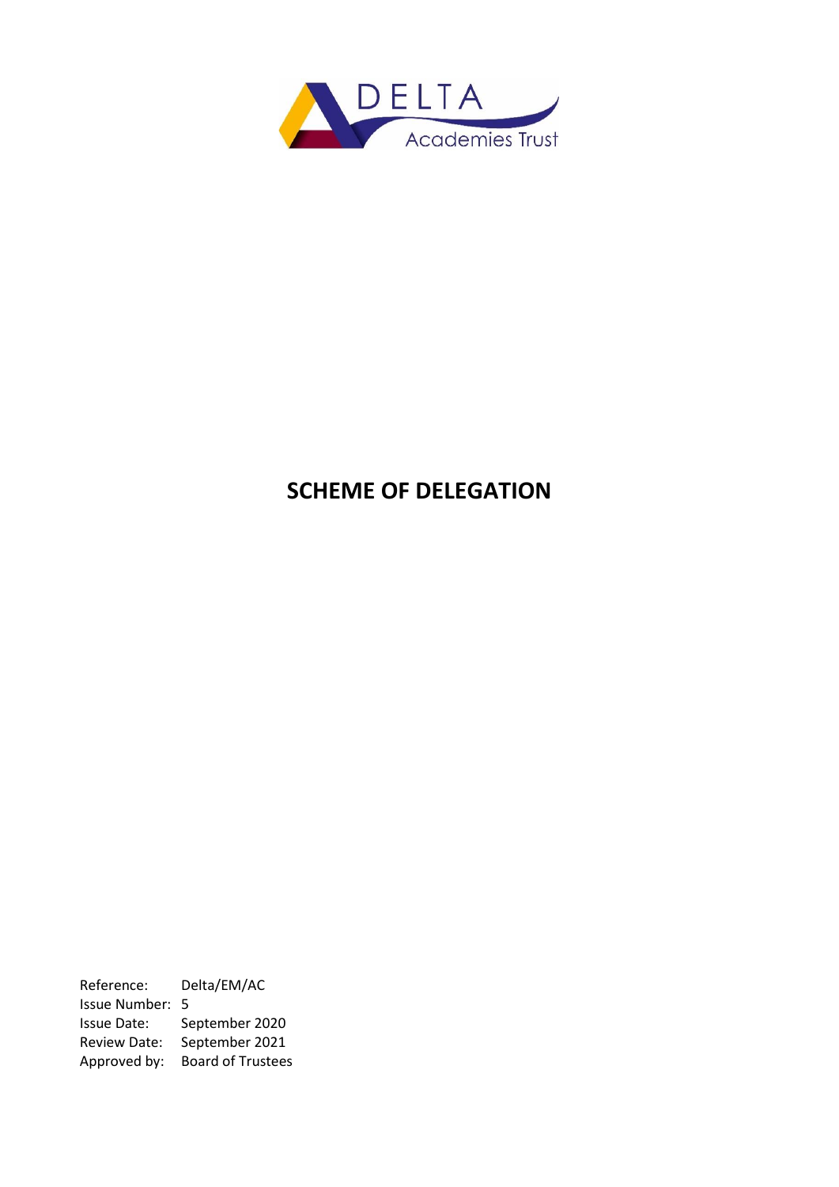DELTA

Academies Trust

# SCHEME OF DELEGATION

| | |
|---|---|
| Reference: | Delta/EM/AC |
| Issue Number: | 5 |
| Issue Date: | September 2020 |
| Review Date: | September 2021 |
| Approved by: | Board of Trustees |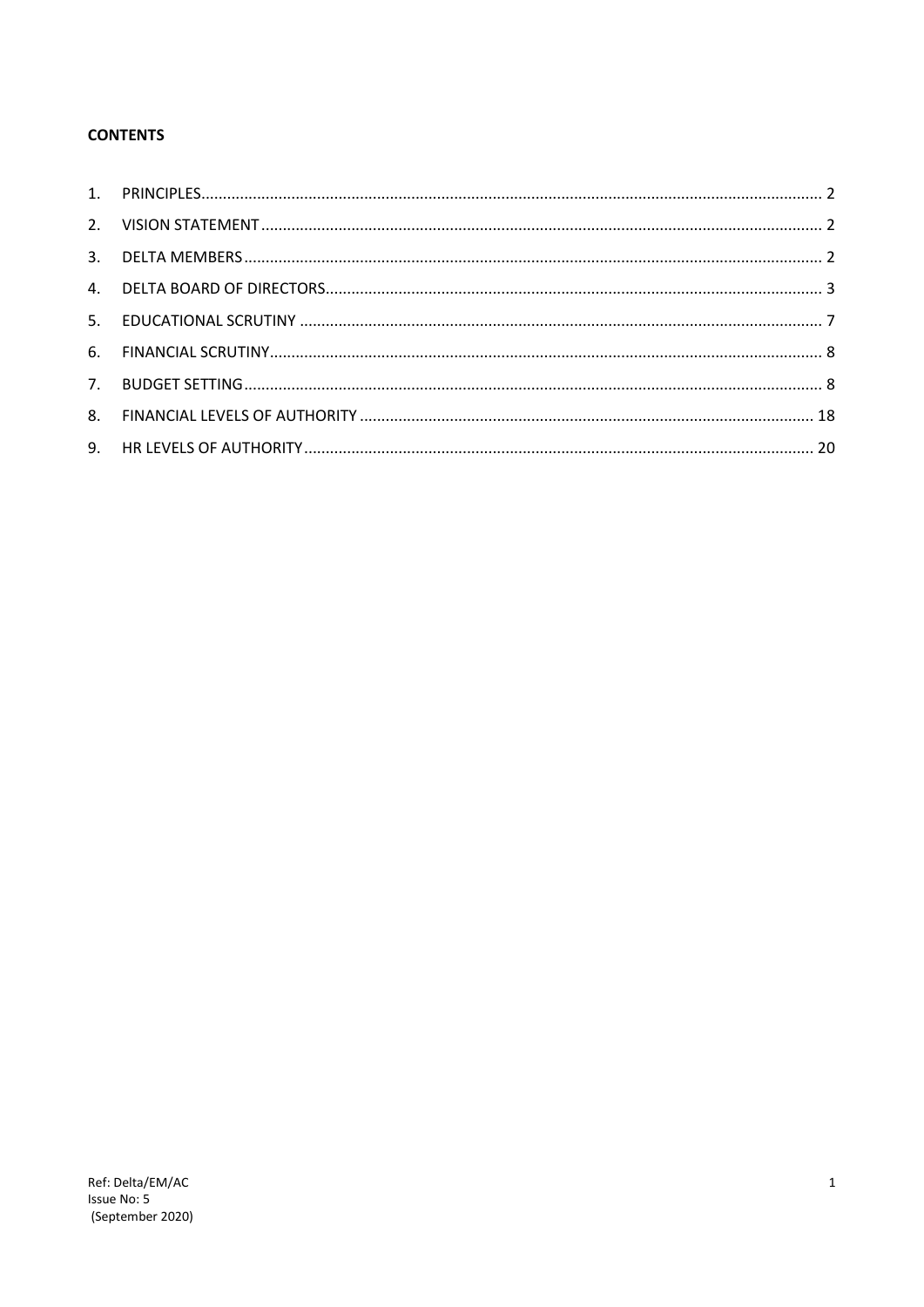**CONTENTS**

1. PRINCIPLES .................................................................................................................................. 2
2. VISION STATEMENT ................................................................................................................... 2
3. DELTA MEMBERS ....................................................................................................................... 2
4. DELTA BOARD OF DIRECTORS ................................................................................................... 3
5. EDUCATIONAL SCRUTINY ......................................................................................................... 7
6. FINANCIAL SCRUTINY ................................................................................................................ 8
7. BUDGET SETTING ....................................................................................................................... 8
8. FINANCIAL LEVELS OF AUTHORITY ......................................................................................... 18
9. HR LEVELS OF AUTHORITY ....................................................................................................... 20

Ref: Delta/EM/AC
Issue No: 5
(September 2020)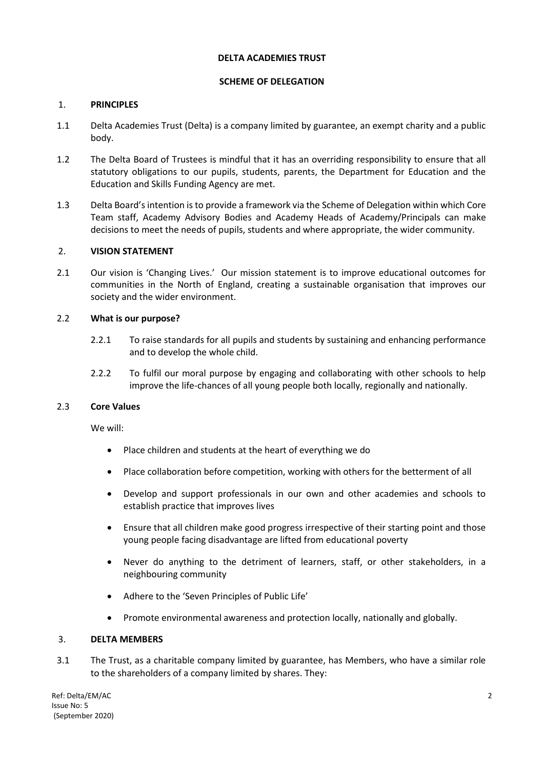**DELTA ACADEMIES TRUST**

**SCHEME OF DELEGATION**

## 1. PRINCIPLES

1.1 Delta Academies Trust (Delta) is a company limited by guarantee, an exempt charity and a public body.

1.2 The Delta Board of Trustees is mindful that it has an overriding responsibility to ensure that all statutory obligations to our pupils, students, parents, the Department for Education and the Education and Skills Funding Agency are met.

1.3 Delta Board's intention is to provide a framework via the Scheme of Delegation within which Core Team staff, Academy Advisory Bodies and Academy Heads of Academy/Principals can make decisions to meet the needs of pupils, students and where appropriate, the wider community.

## 2. VISION STATEMENT

2.1 Our vision is 'Changing Lives.' Our mission statement is to improve educational outcomes for communities in the North of England, creating a sustainable organisation that improves our society and the wider environment.

2.2 **What is our purpose?**

2.2.1 To raise standards for all pupils and students by sustaining and enhancing performance and to develop the whole child.

2.2.2 To fulfil our moral purpose by engaging and collaborating with other schools to help improve the life-chances of all young people both locally, regionally and nationally.

2.3 **Core Values**

We will:

- Place children and students at the heart of everything we do
- Place collaboration before competition, working with others for the betterment of all
- Develop and support professionals in our own and other academies and schools to establish practice that improves lives
- Ensure that all children make good progress irrespective of their starting point and those young people facing disadvantage are lifted from educational poverty
- Never do anything to the detriment of learners, staff, or other stakeholders, in a neighbouring community
- Adhere to the 'Seven Principles of Public Life'
- Promote environmental awareness and protection locally, nationally and globally.

## 3. DELTA MEMBERS

3.1 The Trust, as a charitable company limited by guarantee, has Members, who have a similar role to the shareholders of a company limited by shares. They: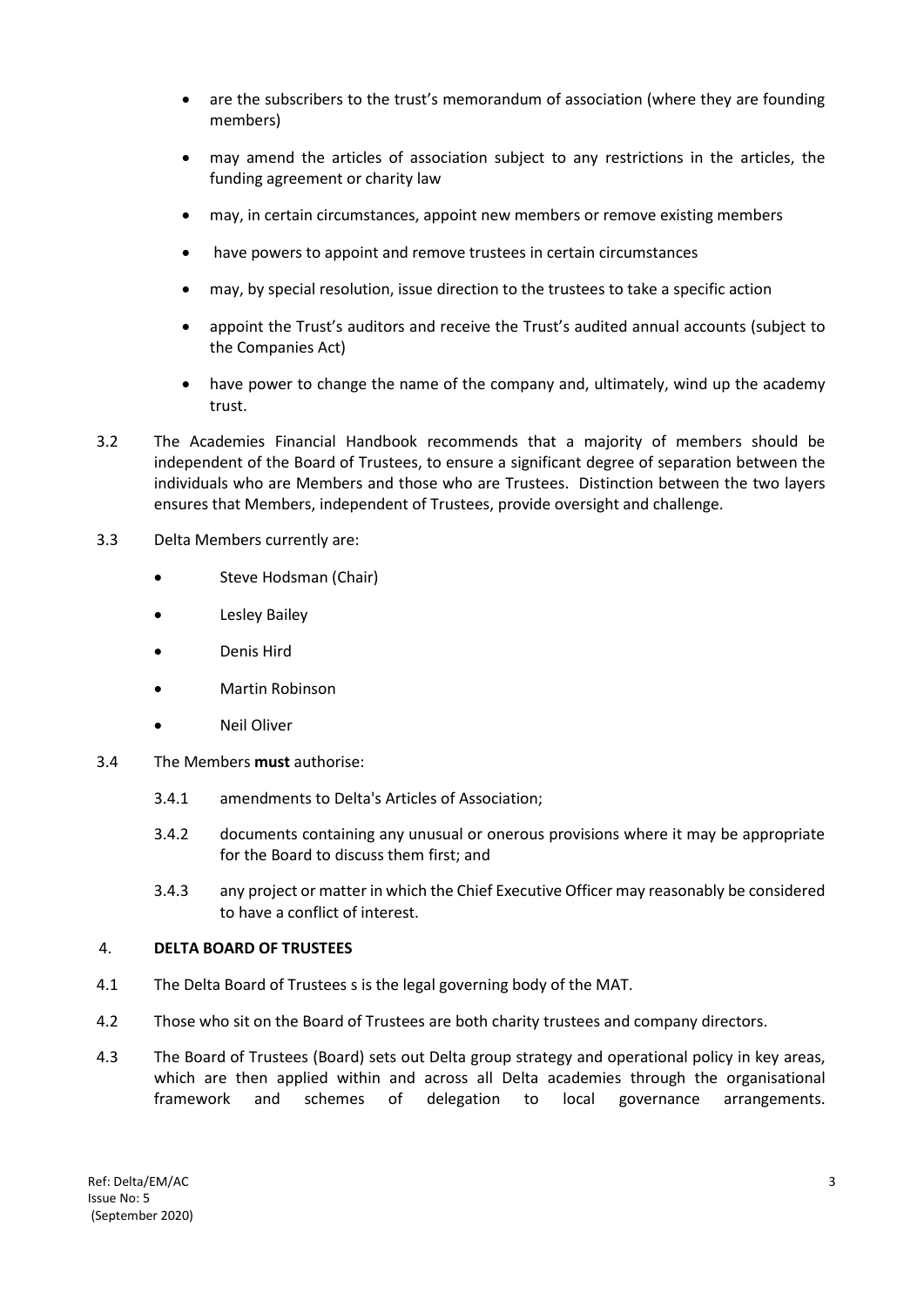- are the subscribers to the trust's memorandum of association (where they are founding members)
- may amend the articles of association subject to any restrictions in the articles, the funding agreement or charity law
- may, in certain circumstances, appoint new members or remove existing members
- have powers to appoint and remove trustees in certain circumstances
- may, by special resolution, issue direction to the trustees to take a specific action
- appoint the Trust's auditors and receive the Trust's audited annual accounts (subject to the Companies Act)
- have power to change the name of the company and, ultimately, wind up the academy trust.

3.2 The Academies Financial Handbook recommends that a majority of members should be independent of the Board of Trustees, to ensure a significant degree of separation between the individuals who are Members and those who are Trustees. Distinction between the two layers ensures that Members, independent of Trustees, provide oversight and challenge.

3.3 Delta Members currently are:

- Steve Hodsman (Chair)
- Lesley Bailey
- Denis Hird
- Martin Robinson
- Neil Oliver

3.4 The Members **must** authorise:

3.4.1 amendments to Delta's Articles of Association;

3.4.2 documents containing any unusual or onerous provisions where it may be appropriate for the Board to discuss them first; and

3.4.3 any project or matter in which the Chief Executive Officer may reasonably be considered to have a conflict of interest.

## 4. DELTA BOARD OF TRUSTEES

4.1 The Delta Board of Trustees s is the legal governing body of the MAT.

4.2 Those who sit on the Board of Trustees are both charity trustees and company directors.

4.3 The Board of Trustees (Board) sets out Delta group strategy and operational policy in key areas, which are then applied within and across all Delta academies through the organisational framework and schemes of delegation to local governance arrangements.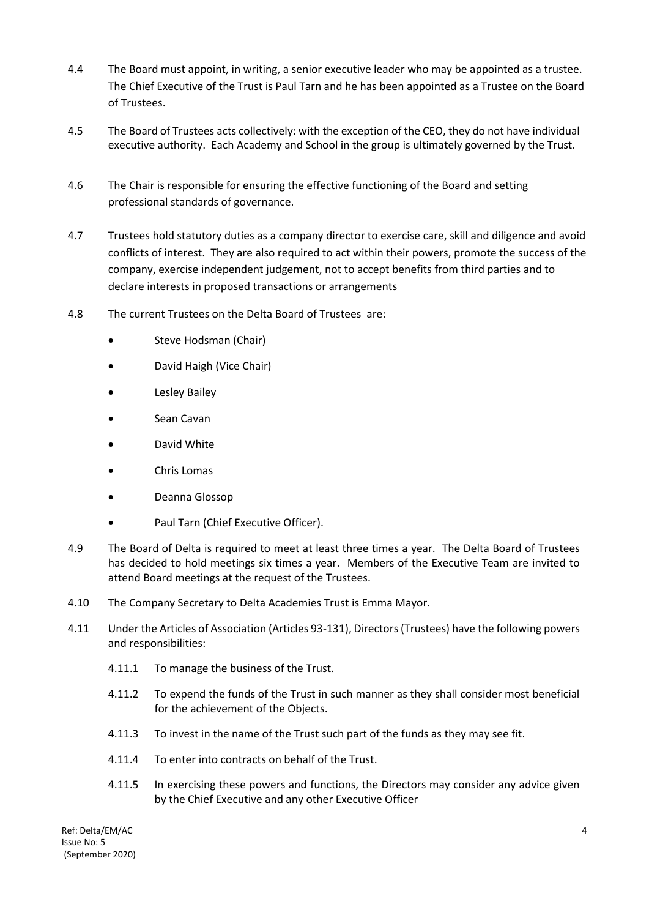4.4 The Board must appoint, in writing, a senior executive leader who may be appointed as a trustee. The Chief Executive of the Trust is Paul Tarn and he has been appointed as a Trustee on the Board of Trustees.

4.5 The Board of Trustees acts collectively: with the exception of the CEO, they do not have individual executive authority. Each Academy and School in the group is ultimately governed by the Trust.

4.6 The Chair is responsible for ensuring the effective functioning of the Board and setting professional standards of governance.

4.7 Trustees hold statutory duties as a company director to exercise care, skill and diligence and avoid conflicts of interest. They are also required to act within their powers, promote the success of the company, exercise independent judgement, not to accept benefits from third parties and to declare interests in proposed transactions or arrangements

4.8 The current Trustees on the Delta Board of Trustees are:

- Steve Hodsman (Chair)
- David Haigh (Vice Chair)
- Lesley Bailey
- Sean Cavan
- David White
- Chris Lomas
- Deanna Glossop
- Paul Tarn (Chief Executive Officer).

4.9 The Board of Delta is required to meet at least three times a year. The Delta Board of Trustees has decided to hold meetings six times a year. Members of the Executive Team are invited to attend Board meetings at the request of the Trustees.

4.10 The Company Secretary to Delta Academies Trust is Emma Mayor.

4.11 Under the Articles of Association (Articles 93-131), Directors (Trustees) have the following powers and responsibilities:

4.11.1 To manage the business of the Trust.

4.11.2 To expend the funds of the Trust in such manner as they shall consider most beneficial for the achievement of the Objects.

4.11.3 To invest in the name of the Trust such part of the funds as they may see fit.

4.11.4 To enter into contracts on behalf of the Trust.

4.11.5 In exercising these powers and functions, the Directors may consider any advice given by the Chief Executive and any other Executive Officer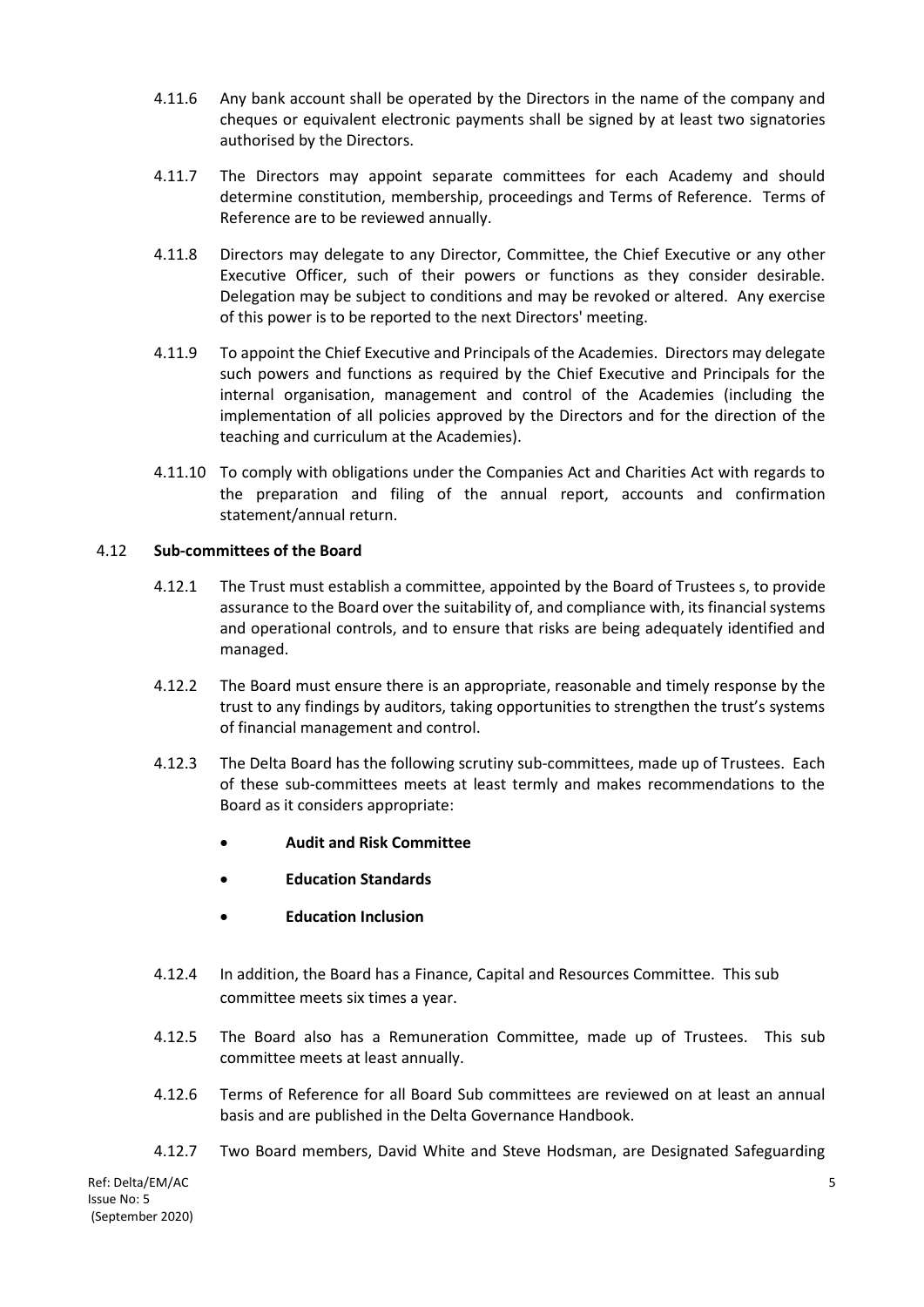4.11.6 Any bank account shall be operated by the Directors in the name of the company and cheques or equivalent electronic payments shall be signed by at least two signatories authorised by the Directors.

4.11.7 The Directors may appoint separate committees for each Academy and should determine constitution, membership, proceedings and Terms of Reference. Terms of Reference are to be reviewed annually.

4.11.8 Directors may delegate to any Director, Committee, the Chief Executive or any other Executive Officer, such of their powers or functions as they consider desirable. Delegation may be subject to conditions and may be revoked or altered. Any exercise of this power is to be reported to the next Directors' meeting.

4.11.9 To appoint the Chief Executive and Principals of the Academies. Directors may delegate such powers and functions as required by the Chief Executive and Principals for the internal organisation, management and control of the Academies (including the implementation of all policies approved by the Directors and for the direction of the teaching and curriculum at the Academies).

4.11.10 To comply with obligations under the Companies Act and Charities Act with regards to the preparation and filing of the annual report, accounts and confirmation statement/annual return.

### 4.12 Sub-committees of the Board

4.12.1 The Trust must establish a committee, appointed by the Board of Trustees s, to provide assurance to the Board over the suitability of, and compliance with, its financial systems and operational controls, and to ensure that risks are being adequately identified and managed.

4.12.2 The Board must ensure there is an appropriate, reasonable and timely response by the trust to any findings by auditors, taking opportunities to strengthen the trust's systems of financial management and control.

4.12.3 The Delta Board has the following scrutiny sub-committees, made up of Trustees. Each of these sub-committees meets at least termly and makes recommendations to the Board as it considers appropriate:

- **Audit and Risk Committee**
- **Education Standards**
- **Education Inclusion**

4.12.4 In addition, the Board has a Finance, Capital and Resources Committee. This sub committee meets six times a year.

4.12.5 The Board also has a Remuneration Committee, made up of Trustees. This sub committee meets at least annually.

4.12.6 Terms of Reference for all Board Sub committees are reviewed on at least an annual basis and are published in the Delta Governance Handbook.

4.12.7 Two Board members, David White and Steve Hodsman, are Designated Safeguarding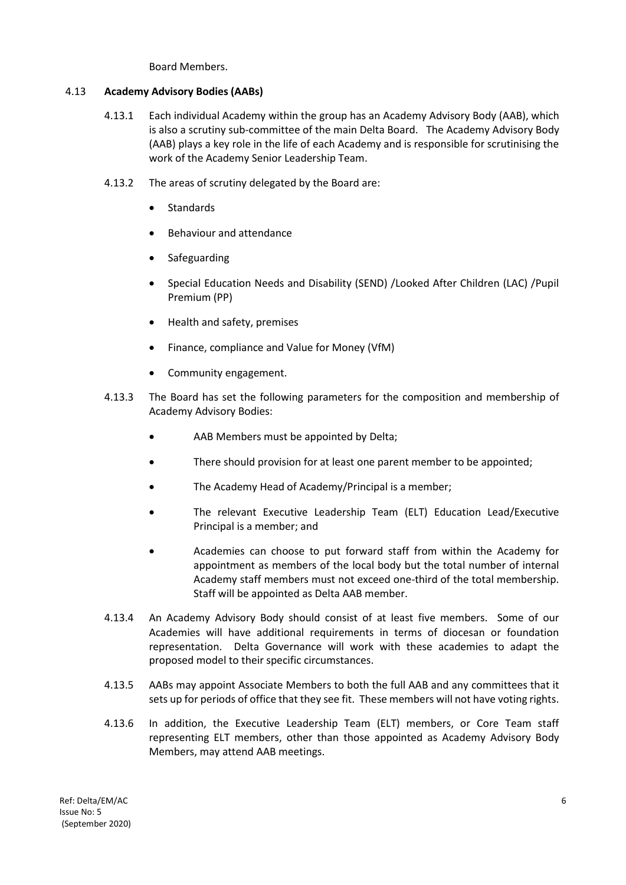Board Members.

### 4.13 Academy Advisory Bodies (AABs)

4.13.1 Each individual Academy within the group has an Academy Advisory Body (AAB), which is also a scrutiny sub-committee of the main Delta Board. The Academy Advisory Body (AAB) plays a key role in the life of each Academy and is responsible for scrutinising the work of the Academy Senior Leadership Team.

4.13.2 The areas of scrutiny delegated by the Board are:

- Standards
- Behaviour and attendance
- Safeguarding
- Special Education Needs and Disability (SEND) /Looked After Children (LAC) /Pupil Premium (PP)
- Health and safety, premises
- Finance, compliance and Value for Money (VfM)
- Community engagement.

4.13.3 The Board has set the following parameters for the composition and membership of Academy Advisory Bodies:

- AAB Members must be appointed by Delta;
- There should provision for at least one parent member to be appointed;
- The Academy Head of Academy/Principal is a member;
- The relevant Executive Leadership Team (ELT) Education Lead/Executive Principal is a member; and
- Academies can choose to put forward staff from within the Academy for appointment as members of the local body but the total number of internal Academy staff members must not exceed one-third of the total membership. Staff will be appointed as Delta AAB member.

4.13.4 An Academy Advisory Body should consist of at least five members. Some of our Academies will have additional requirements in terms of diocesan or foundation representation. Delta Governance will work with these academies to adapt the proposed model to their specific circumstances.

4.13.5 AABs may appoint Associate Members to both the full AAB and any committees that it sets up for periods of office that they see fit. These members will not have voting rights.

4.13.6 In addition, the Executive Leadership Team (ELT) members, or Core Team staff representing ELT members, other than those appointed as Academy Advisory Body Members, may attend AAB meetings.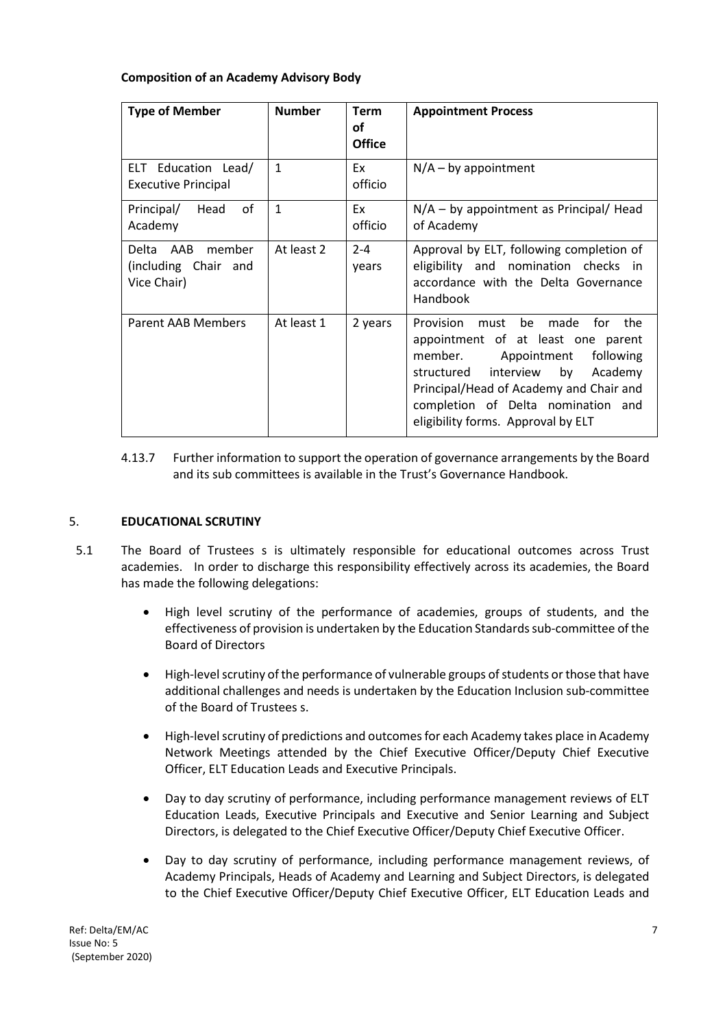**Composition of an Academy Advisory Body**

| Type of Member | Number | Term of Office | Appointment Process |
|---|---|---|---|
| ELT Education Lead/ Executive Principal | 1 | Ex officio | N/A – by appointment |
| Principal/ Head of Academy | 1 | Ex officio | N/A – by appointment as Principal/ Head of Academy |
| Delta AAB member (including Chair and Vice Chair) | At least 2 | 2-4 years | Approval by ELT, following completion of eligibility and nomination checks in accordance with the Delta Governance Handbook |
| Parent AAB Members | At least 1 | 2 years | Provision must be made for the appointment of at least one parent member. Appointment following structured interview by Academy Principal/Head of Academy and Chair and completion of Delta nomination and eligibility forms. Approval by ELT |

4.13.7 Further information to support the operation of governance arrangements by the Board and its sub committees is available in the Trust's Governance Handbook.

## 5. EDUCATIONAL SCRUTINY

5.1 The Board of Trustees s is ultimately responsible for educational outcomes across Trust academies. In order to discharge this responsibility effectively across its academies, the Board has made the following delegations:

- High level scrutiny of the performance of academies, groups of students, and the effectiveness of provision is undertaken by the Education Standards sub-committee of the Board of Directors
- High-level scrutiny of the performance of vulnerable groups of students or those that have additional challenges and needs is undertaken by the Education Inclusion sub-committee of the Board of Trustees s.
- High-level scrutiny of predictions and outcomes for each Academy takes place in Academy Network Meetings attended by the Chief Executive Officer/Deputy Chief Executive Officer, ELT Education Leads and Executive Principals.
- Day to day scrutiny of performance, including performance management reviews of ELT Education Leads, Executive Principals and Executive and Senior Learning and Subject Directors, is delegated to the Chief Executive Officer/Deputy Chief Executive Officer.
- Day to day scrutiny of performance, including performance management reviews, of Academy Principals, Heads of Academy and Learning and Subject Directors, is delegated to the Chief Executive Officer/Deputy Chief Executive Officer, ELT Education Leads and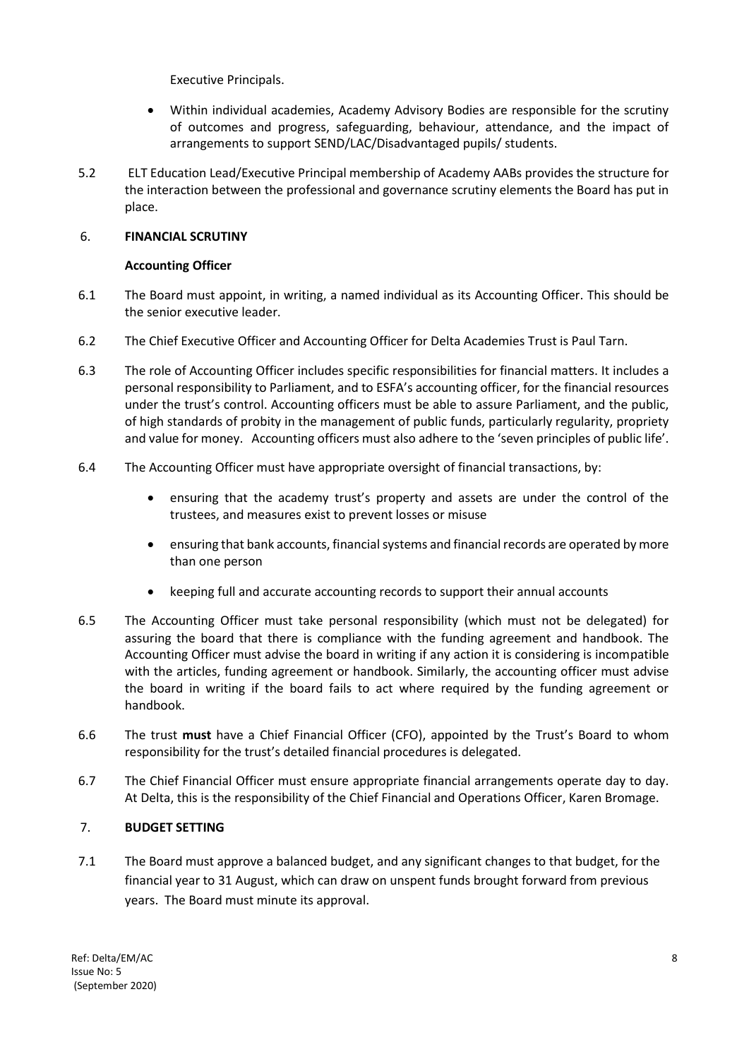Executive Principals.

- Within individual academies, Academy Advisory Bodies are responsible for the scrutiny of outcomes and progress, safeguarding, behaviour, attendance, and the impact of arrangements to support SEND/LAC/Disadvantaged pupils/ students.

5.2 ELT Education Lead/Executive Principal membership of Academy AABs provides the structure for the interaction between the professional and governance scrutiny elements the Board has put in place.

## 6. FINANCIAL SCRUTINY

### Accounting Officer

6.1 The Board must appoint, in writing, a named individual as its Accounting Officer. This should be the senior executive leader.

6.2 The Chief Executive Officer and Accounting Officer for Delta Academies Trust is Paul Tarn.

6.3 The role of Accounting Officer includes specific responsibilities for financial matters. It includes a personal responsibility to Parliament, and to ESFA's accounting officer, for the financial resources under the trust's control. Accounting officers must be able to assure Parliament, and the public, of high standards of probity in the management of public funds, particularly regularity, propriety and value for money. Accounting officers must also adhere to the 'seven principles of public life'.

6.4 The Accounting Officer must have appropriate oversight of financial transactions, by:

- ensuring that the academy trust's property and assets are under the control of the trustees, and measures exist to prevent losses or misuse
- ensuring that bank accounts, financial systems and financial records are operated by more than one person
- keeping full and accurate accounting records to support their annual accounts

6.5 The Accounting Officer must take personal responsibility (which must not be delegated) for assuring the board that there is compliance with the funding agreement and handbook. The Accounting Officer must advise the board in writing if any action it is considering is incompatible with the articles, funding agreement or handbook. Similarly, the accounting officer must advise the board in writing if the board fails to act where required by the funding agreement or handbook.

6.6 The trust **must** have a Chief Financial Officer (CFO), appointed by the Trust's Board to whom responsibility for the trust's detailed financial procedures is delegated.

6.7 The Chief Financial Officer must ensure appropriate financial arrangements operate day to day. At Delta, this is the responsibility of the Chief Financial and Operations Officer, Karen Bromage.

## 7. BUDGET SETTING

7.1 The Board must approve a balanced budget, and any significant changes to that budget, for the financial year to 31 August, which can draw on unspent funds brought forward from previous years. The Board must minute its approval.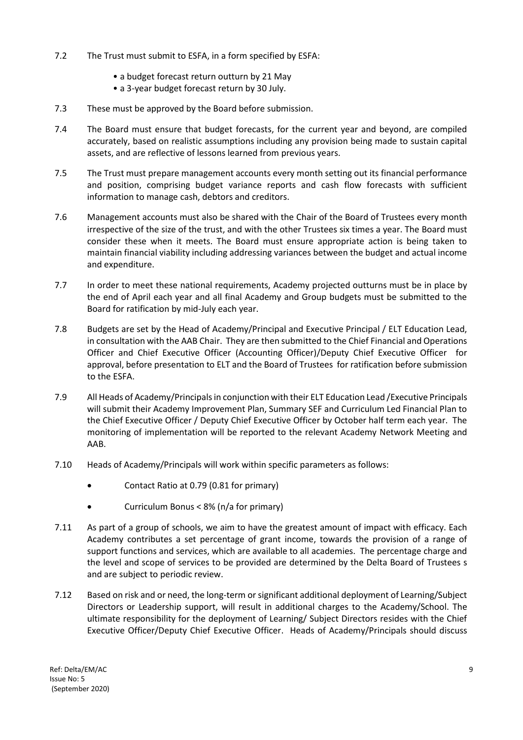7.2 The Trust must submit to ESFA, in a form specified by ESFA:

- a budget forecast return outturn by 21 May
- a 3-year budget forecast return by 30 July.

7.3 These must be approved by the Board before submission.

7.4 The Board must ensure that budget forecasts, for the current year and beyond, are compiled accurately, based on realistic assumptions including any provision being made to sustain capital assets, and are reflective of lessons learned from previous years.

7.5 The Trust must prepare management accounts every month setting out its financial performance and position, comprising budget variance reports and cash flow forecasts with sufficient information to manage cash, debtors and creditors.

7.6 Management accounts must also be shared with the Chair of the Board of Trustees every month irrespective of the size of the trust, and with the other Trustees six times a year. The Board must consider these when it meets. The Board must ensure appropriate action is being taken to maintain financial viability including addressing variances between the budget and actual income and expenditure.

7.7 In order to meet these national requirements, Academy projected outturns must be in place by the end of April each year and all final Academy and Group budgets must be submitted to the Board for ratification by mid-July each year.

7.8 Budgets are set by the Head of Academy/Principal and Executive Principal / ELT Education Lead, in consultation with the AAB Chair. They are then submitted to the Chief Financial and Operations Officer and Chief Executive Officer (Accounting Officer)/Deputy Chief Executive Officer for approval, before presentation to ELT and the Board of Trustees for ratification before submission to the ESFA.

7.9 All Heads of Academy/Principals in conjunction with their ELT Education Lead /Executive Principals will submit their Academy Improvement Plan, Summary SEF and Curriculum Led Financial Plan to the Chief Executive Officer / Deputy Chief Executive Officer by October half term each year. The monitoring of implementation will be reported to the relevant Academy Network Meeting and AAB.

7.10 Heads of Academy/Principals will work within specific parameters as follows:

- Contact Ratio at 0.79 (0.81 for primary)
- Curriculum Bonus < 8% (n/a for primary)

7.11 As part of a group of schools, we aim to have the greatest amount of impact with efficacy. Each Academy contributes a set percentage of grant income, towards the provision of a range of support functions and services, which are available to all academies. The percentage charge and the level and scope of services to be provided are determined by the Delta Board of Trustees s and are subject to periodic review.

7.12 Based on risk and or need, the long-term or significant additional deployment of Learning/Subject Directors or Leadership support, will result in additional charges to the Academy/School. The ultimate responsibility for the deployment of Learning/ Subject Directors resides with the Chief Executive Officer/Deputy Chief Executive Officer. Heads of Academy/Principals should discuss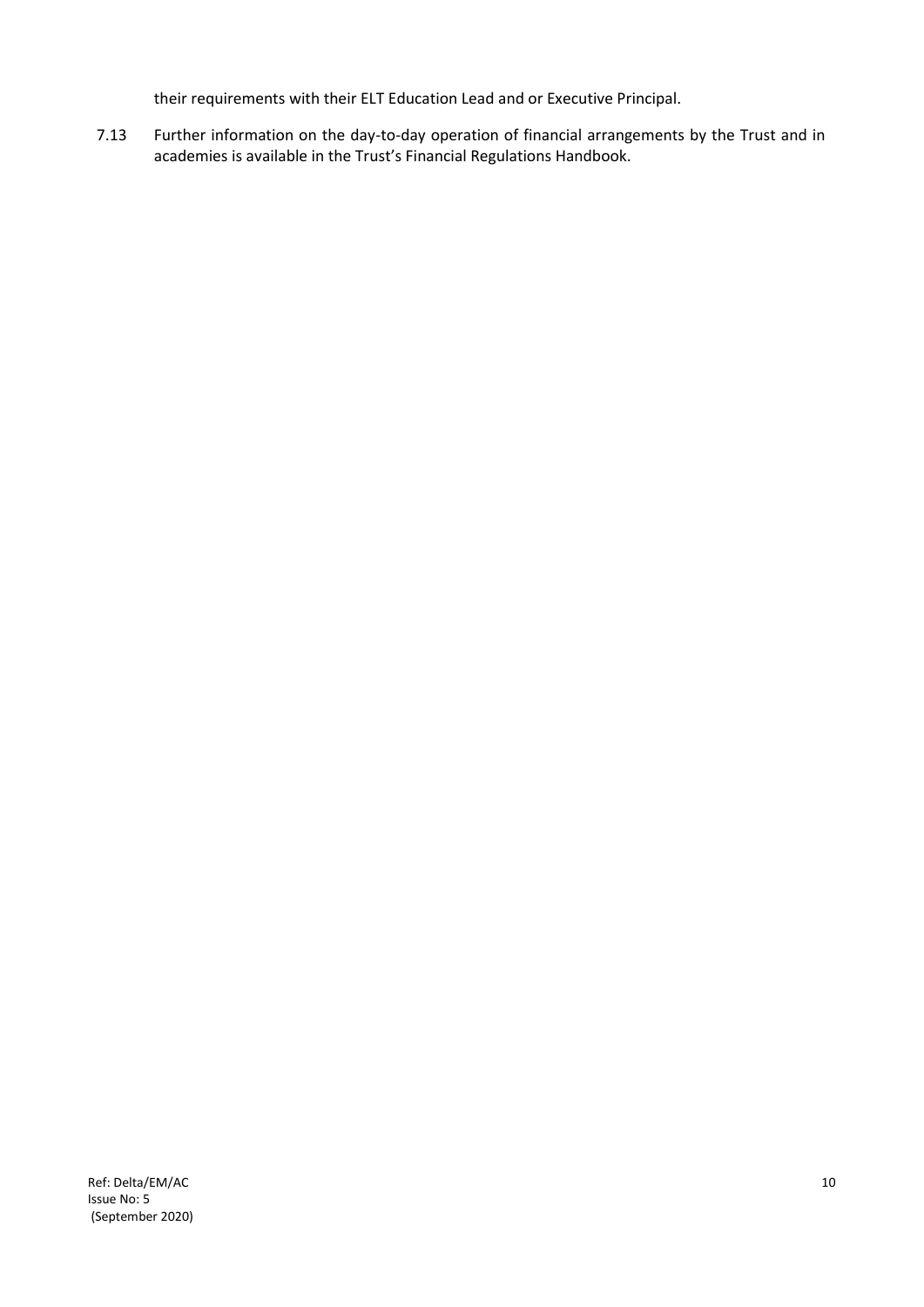their requirements with their ELT Education Lead and or Executive Principal.

7.13 Further information on the day-to-day operation of financial arrangements by the Trust and in academies is available in the Trust's Financial Regulations Handbook.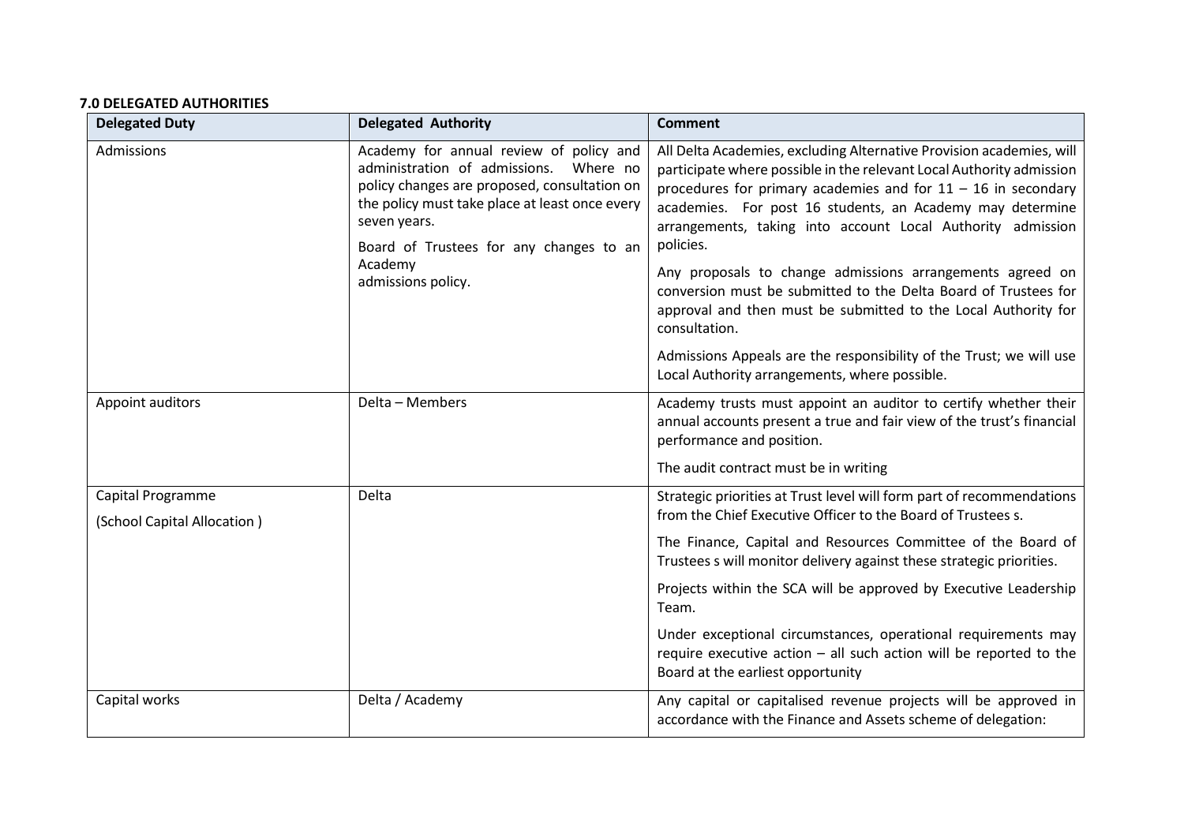**7.0 DELEGATED AUTHORITIES**

| Delegated Duty | Delegated Authority | Comment |
|---|---|---|
| Admissions | Academy for annual review of policy and administration of admissions. Where no policy changes are proposed, consultation on the policy must take place at least once every seven years.<br><br>Board of Trustees for any changes to an Academy admissions policy. | All Delta Academies, excluding Alternative Provision academies, will participate where possible in the relevant Local Authority admission procedures for primary academies and for 11 – 16 in secondary academies. For post 16 students, an Academy may determine arrangements, taking into account Local Authority admission policies.<br><br>Any proposals to change admissions arrangements agreed on conversion must be submitted to the Delta Board of Trustees for approval and then must be submitted to the Local Authority for consultation.<br><br>Admissions Appeals are the responsibility of the Trust; we will use Local Authority arrangements, where possible. |
| Appoint auditors | Delta – Members | Academy trusts must appoint an auditor to certify whether their annual accounts present a true and fair view of the trust's financial performance and position.<br><br>The audit contract must be in writing |
| Capital Programme<br><br>(School Capital Allocation ) | Delta | Strategic priorities at Trust level will form part of recommendations from the Chief Executive Officer to the Board of Trustees s.<br><br>The Finance, Capital and Resources Committee of the Board of Trustees s will monitor delivery against these strategic priorities.<br><br>Projects within the SCA will be approved by Executive Leadership Team.<br><br>Under exceptional circumstances, operational requirements may require executive action – all such action will be reported to the Board at the earliest opportunity |
| Capital works | Delta / Academy | Any capital or capitalised revenue projects will be approved in accordance with the Finance and Assets scheme of delegation: |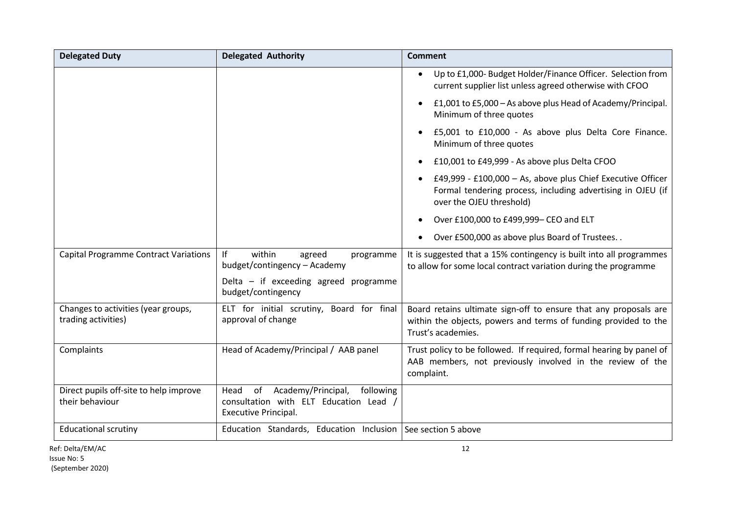| Delegated Duty | Delegated Authority | Comment |
|---|---|---|
| | | • Up to £1,000- Budget Holder/Finance Officer. Selection from current supplier list unless agreed otherwise with CFOO<br>• £1,001 to £5,000 – As above plus Head of Academy/Principal. Minimum of three quotes<br>• £5,001 to £10,000 - As above plus Delta Core Finance. Minimum of three quotes<br>• £10,001 to £49,999 - As above plus Delta CFOO<br>• £49,999 - £100,000 – As, above plus Chief Executive Officer Formal tendering process, including advertising in OJEU (if over the OJEU threshold)<br>• Over £100,000 to £499,999– CEO and ELT<br>• Over £500,000 as above plus Board of Trustees. . |
| Capital Programme Contract Variations | If within agreed programme budget/contingency – Academy<br><br>Delta – if exceeding agreed programme budget/contingency | It is suggested that a 15% contingency is built into all programmes to allow for some local contract variation during the programme |
| Changes to activities (year groups, trading activities) | ELT for initial scrutiny, Board for final approval of change | Board retains ultimate sign-off to ensure that any proposals are within the objects, powers and terms of funding provided to the Trust's academies. |
| Complaints | Head of Academy/Principal / AAB panel | Trust policy to be followed. If required, formal hearing by panel of AAB members, not previously involved in the review of the complaint. |
| Direct pupils off-site to help improve their behaviour | Head of Academy/Principal, following consultation with ELT Education Lead / Executive Principal. | |
| Educational scrutiny | Education Standards, Education Inclusion | See section 5 above |

Ref: Delta/EM/AC
Issue No: 5
(September 2020)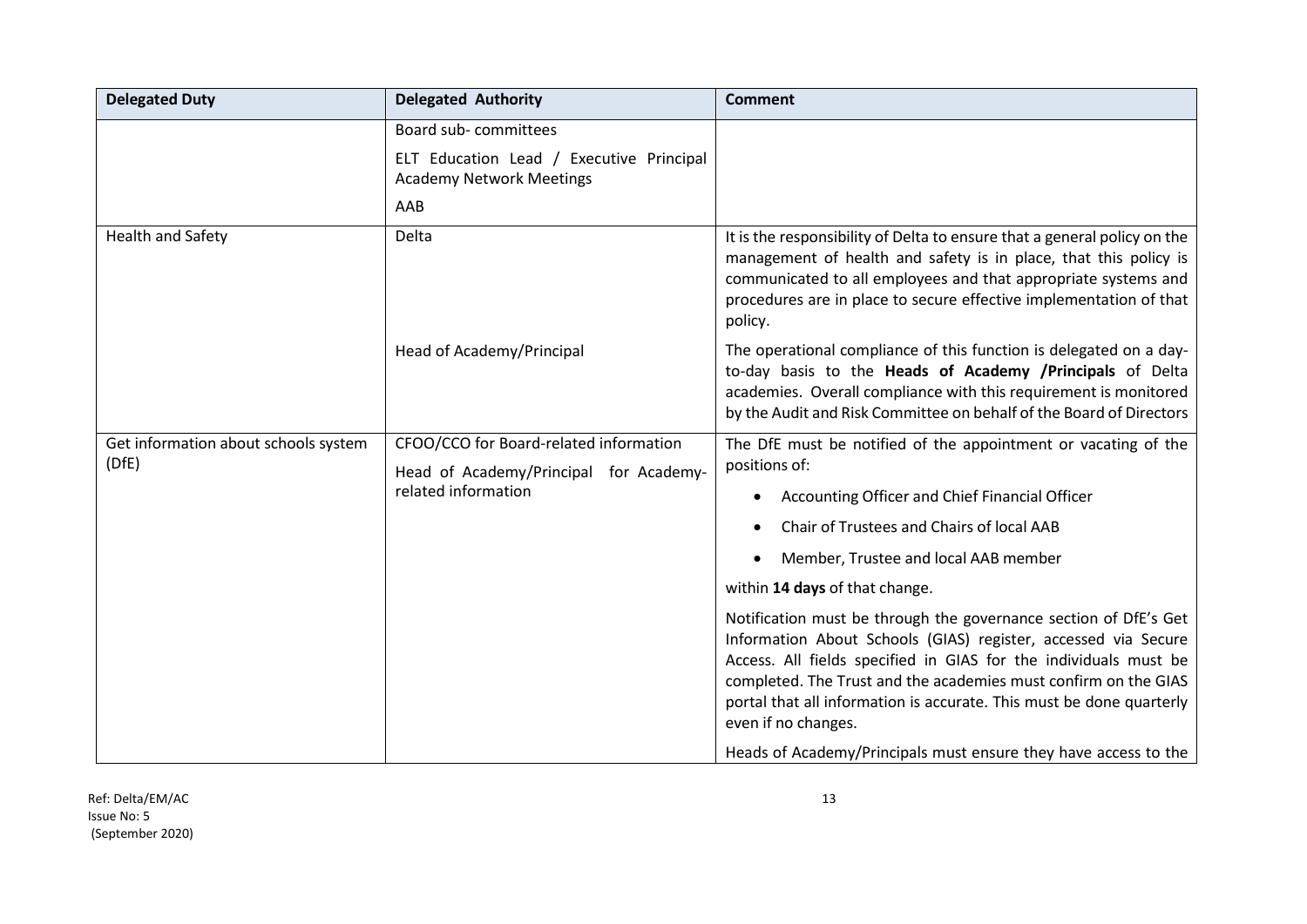| Delegated Duty | Delegated Authority | Comment |
|---|---|---|
| | Board sub- committees<br><br>ELT Education Lead / Executive Principal Academy Network Meetings<br><br>AAB | |
| Health and Safety | Delta | It is the responsibility of Delta to ensure that a general policy on the management of health and safety is in place, that this policy is communicated to all employees and that appropriate systems and procedures are in place to secure effective implementation of that policy. |
| | Head of Academy/Principal | The operational compliance of this function is delegated on a day-to-day basis to the **Heads of Academy /Principals** of Delta academies. Overall compliance with this requirement is monitored by the Audit and Risk Committee on behalf of the Board of Directors |
| Get information about schools system (DfE) | CFOO/CCO for Board-related information<br><br>Head of Academy/Principal for Academy-related information | The DfE must be notified of the appointment or vacating of the positions of:<br><br>• Accounting Officer and Chief Financial Officer<br>• Chair of Trustees and Chairs of local AAB<br>• Member, Trustee and local AAB member<br><br>within **14 days** of that change.<br><br>Notification must be through the governance section of DfE's Get Information About Schools (GIAS) register, accessed via Secure Access. All fields specified in GIAS for the individuals must be completed. The Trust and the academies must confirm on the GIAS portal that all information is accurate. This must be done quarterly even if no changes.<br><br>Heads of Academy/Principals must ensure they have access to the |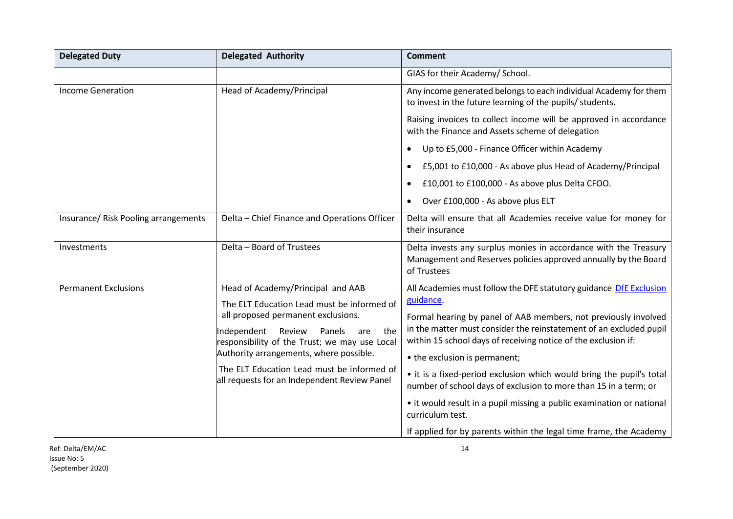| Delegated Duty | Delegated Authority | Comment |
| --- | --- | --- |
| | | GIAS for their Academy/ School. |
| Income Generation | Head of Academy/Principal | Any income generated belongs to each individual Academy for them to invest in the future learning of the pupils/ students.<br><br>Raising invoices to collect income will be approved in accordance with the Finance and Assets scheme of delegation<br><br>• Up to £5,000 - Finance Officer within Academy<br>• £5,001 to £10,000 - As above plus Head of Academy/Principal<br>• £10,001 to £100,000 - As above plus Delta CFOO.<br>• Over £100,000 - As above plus ELT |
| Insurance/ Risk Pooling arrangements | Delta – Chief Finance and Operations Officer | Delta will ensure that all Academies receive value for money for their insurance |
| Investments | Delta – Board of Trustees | Delta invests any surplus monies in accordance with the Treasury Management and Reserves policies approved annually by the Board of Trustees |
| Permanent Exclusions | Head of Academy/Principal and AAB<br><br>The ELT Education Lead must be informed of all proposed permanent exclusions.<br><br>Independent Review Panels are the responsibility of the Trust; we may use Local Authority arrangements, where possible.<br><br>The ELT Education Lead must be informed of all requests for an Independent Review Panel | All Academies must follow the DFE statutory guidance [DfE Exclusion guidance](DfE Exclusion guidance).<br><br>Formal hearing by panel of AAB members, not previously involved in the matter must consider the reinstatement of an excluded pupil within 15 school days of receiving notice of the exclusion if:<br><br>• the exclusion is permanent;<br><br>• it is a fixed-period exclusion which would bring the pupil's total number of school days of exclusion to more than 15 in a term; or<br><br>• it would result in a pupil missing a public examination or national curriculum test.<br><br>If applied for by parents within the legal time frame, the Academy |

Ref: Delta/EM/AC
Issue No: 5
(September 2020)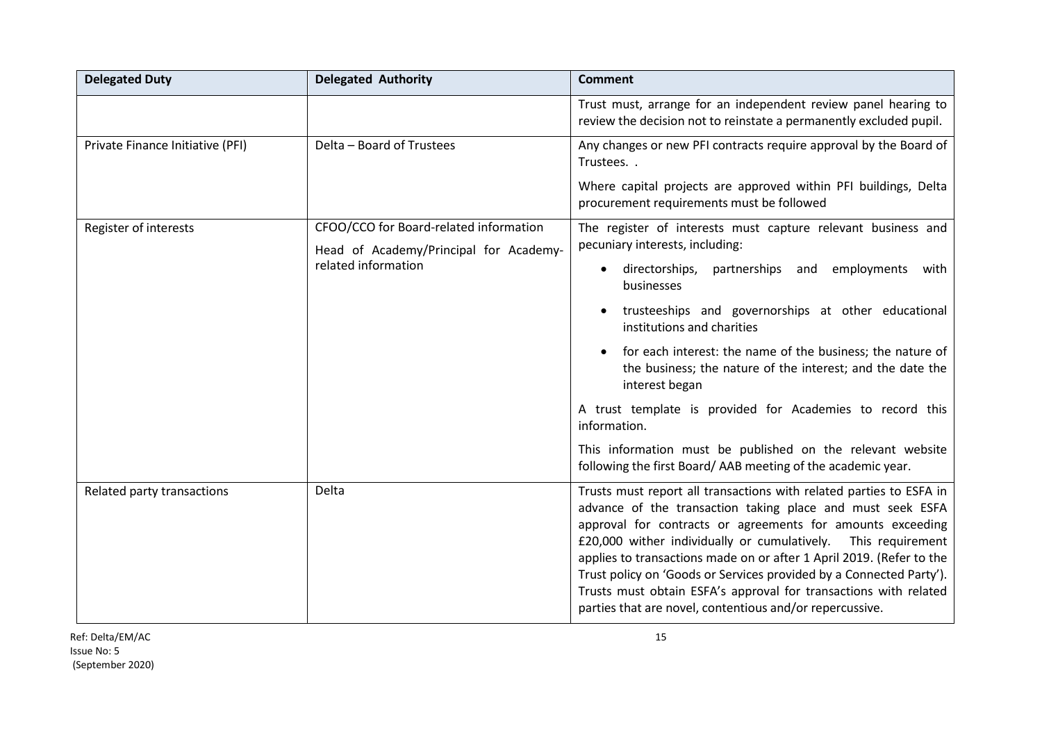| Delegated Duty | Delegated Authority | Comment |
| --- | --- | --- |
| | | Trust must, arrange for an independent review panel hearing to review the decision not to reinstate a permanently excluded pupil. |
| Private Finance Initiative (PFI) | Delta – Board of Trustees | Any changes or new PFI contracts require approval by the Board of Trustees. .<br><br>Where capital projects are approved within PFI buildings, Delta procurement requirements must be followed |
| Register of interests | CFOO/CCO for Board-related information<br><br>Head of Academy/Principal for Academy-related information | The register of interests must capture relevant business and pecuniary interests, including:<br><br>• directorships, partnerships and employments with businesses<br><br>• trusteeships and governorships at other educational institutions and charities<br><br>• for each interest: the name of the business; the nature of the business; the nature of the interest; and the date the interest began<br><br>A trust template is provided for Academies to record this information.<br><br>This information must be published on the relevant website following the first Board/ AAB meeting of the academic year. |
| Related party transactions | Delta | Trusts must report all transactions with related parties to ESFA in advance of the transaction taking place and must seek ESFA approval for contracts or agreements for amounts exceeding £20,000 wither individually or cumulatively. This requirement applies to transactions made on or after 1 April 2019. (Refer to the Trust policy on 'Goods or Services provided by a Connected Party'). Trusts must obtain ESFA's approval for transactions with related parties that are novel, contentious and/or repercussive. |

Ref: Delta/EM/AC
Issue No: 5
(September 2020)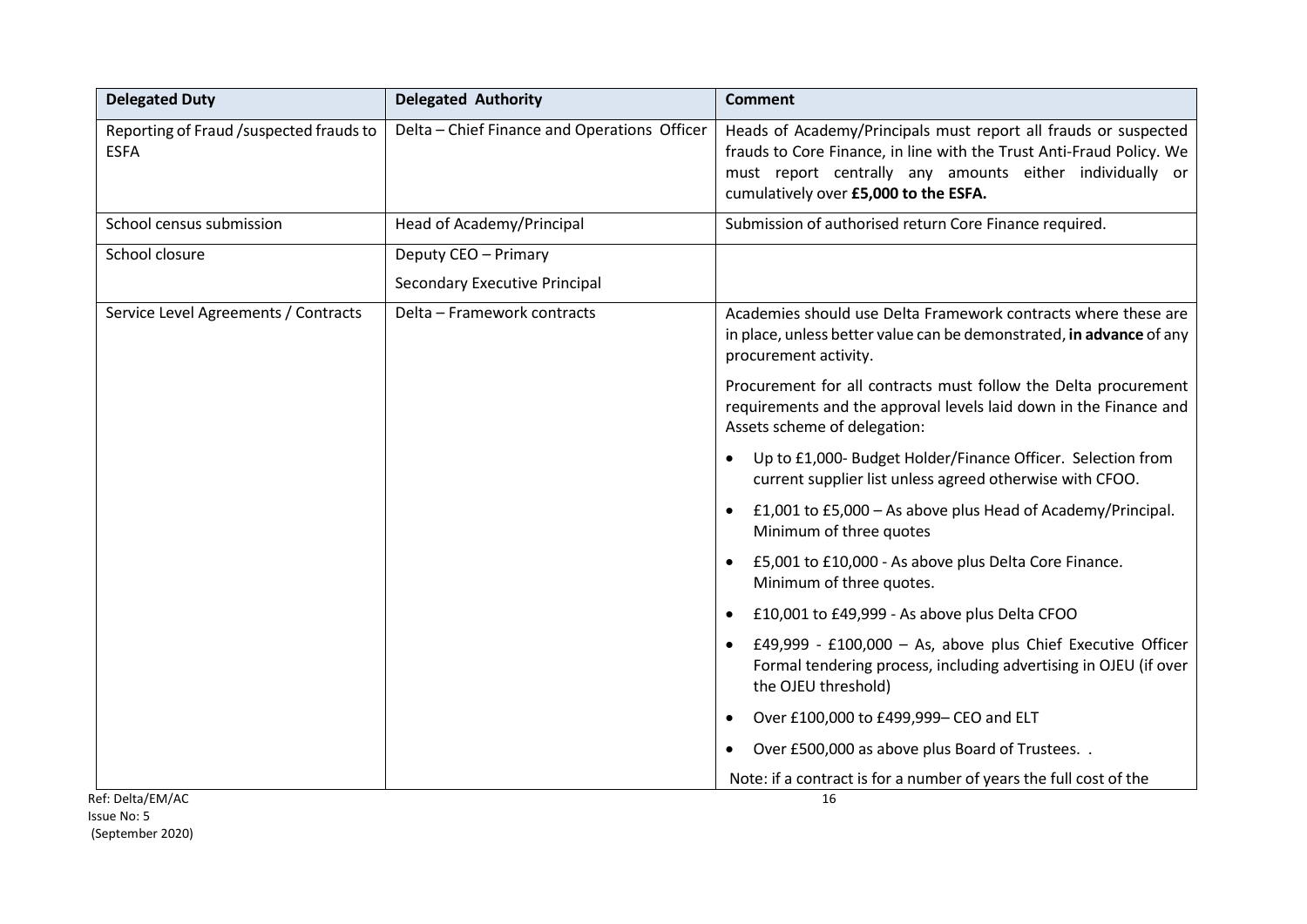| Delegated Duty | Delegated Authority | Comment |
|---|---|---|
| Reporting of Fraud /suspected frauds to ESFA | Delta – Chief Finance and Operations Officer | Heads of Academy/Principals must report all frauds or suspected frauds to Core Finance, in line with the Trust Anti-Fraud Policy. We must report centrally any amounts either individually or cumulatively over **£5,000 to the ESFA.** |
| School census submission | Head of Academy/Principal | Submission of authorised return Core Finance required. |
| School closure | Deputy CEO – Primary<br>Secondary Executive Principal | |
| Service Level Agreements / Contracts | Delta – Framework contracts | Academies should use Delta Framework contracts where these are in place, unless better value can be demonstrated, **in advance** of any procurement activity.<br><br>Procurement for all contracts must follow the Delta procurement requirements and the approval levels laid down in the Finance and Assets scheme of delegation:<br><br>• Up to £1,000- Budget Holder/Finance Officer. Selection from current supplier list unless agreed otherwise with CFOO.<br>• £1,001 to £5,000 – As above plus Head of Academy/Principal. Minimum of three quotes<br>• £5,001 to £10,000 - As above plus Delta Core Finance. Minimum of three quotes.<br>• £10,001 to £49,999 - As above plus Delta CFOO<br>• £49,999 - £100,000 – As, above plus Chief Executive Officer Formal tendering process, including advertising in OJEU (if over the OJEU threshold)<br>• Over £100,000 to £499,999– CEO and ELT<br>• Over £500,000 as above plus Board of Trustees. .<br><br>Note: if a contract is for a number of years the full cost of the |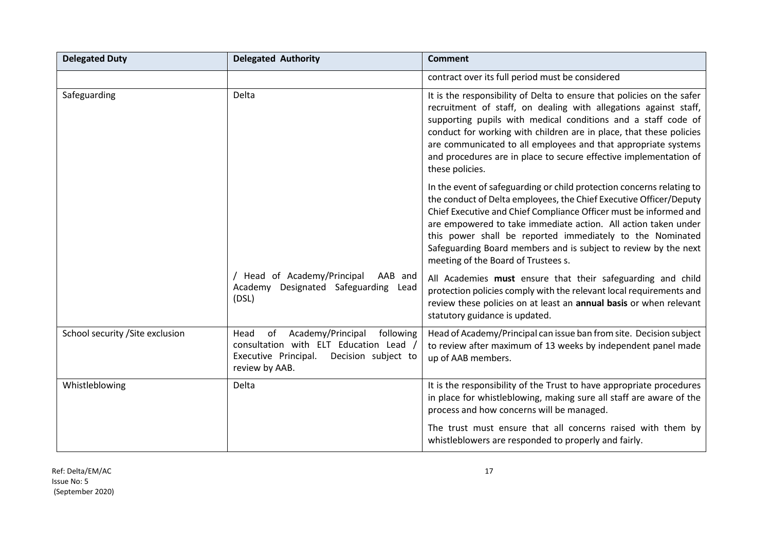| Delegated Duty | Delegated Authority | Comment |
|---|---|---|
| | | contract over its full period must be considered |
| Safeguarding | Delta | It is the responsibility of Delta to ensure that policies on the safer recruitment of staff, on dealing with allegations against staff, supporting pupils with medical conditions and a staff code of conduct for working with children are in place, that these policies are communicated to all employees and that appropriate systems and procedures are in place to secure effective implementation of these policies.<br><br>In the event of safeguarding or child protection concerns relating to the conduct of Delta employees, the Chief Executive Officer/Deputy Chief Executive and Chief Compliance Officer must be informed and are empowered to take immediate action. All action taken under this power shall be reported immediately to the Nominated Safeguarding Board members and is subject to review by the next meeting of the Board of Trustees s. |
| | / Head of Academy/Principal AAB and Academy Designated Safeguarding Lead (DSL) | All Academies **must** ensure that their safeguarding and child protection policies comply with the relevant local requirements and review these policies on at least an **annual basis** or when relevant statutory guidance is updated. |
| School security /Site exclusion | Head of Academy/Principal following consultation with ELT Education Lead / Executive Principal. Decision subject to review by AAB. | Head of Academy/Principal can issue ban from site. Decision subject to review after maximum of 13 weeks by independent panel made up of AAB members. |
| Whistleblowing | Delta | It is the responsibility of the Trust to have appropriate procedures in place for whistleblowing, making sure all staff are aware of the process and how concerns will be managed.<br><br>The trust must ensure that all concerns raised with them by whistleblowers are responded to properly and fairly. |

Ref: Delta/EM/AC
Issue No: 5
(September 2020)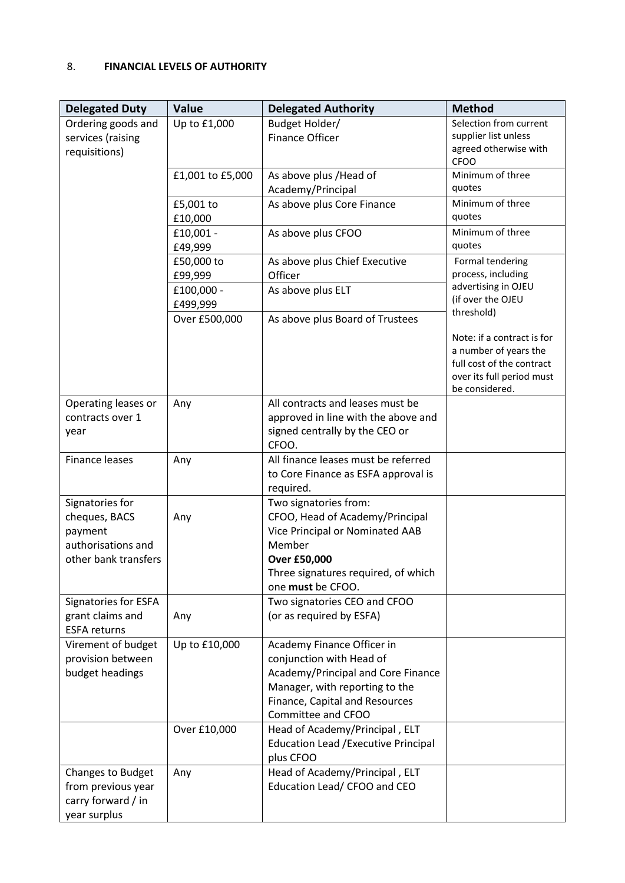## 8. FINANCIAL LEVELS OF AUTHORITY

| Delegated Duty | Value | Delegated Authority | Method |
|---|---|---|---|
| Ordering goods and services (raising requisitions) | Up to £1,000 | Budget Holder/ Finance Officer | Selection from current supplier list unless agreed otherwise with CFOO |
| | £1,001 to £5,000 | As above plus /Head of Academy/Principal | Minimum of three quotes |
| | £5,001 to £10,000 | As above plus Core Finance | Minimum of three quotes |
| | £10,001 - £49,999 | As above plus CFOO | Minimum of three quotes |
| | £50,000 to £99,999 | As above plus Chief Executive Officer | Formal tendering process, including advertising in OJEU (if over the OJEU threshold)<br><br>Note: if a contract is for a number of years the full cost of the contract over its full period must be considered. |
| | £100,000 - £499,999 | As above plus ELT | |
| | Over £500,000 | As above plus Board of Trustees | |
| Operating leases or contracts over 1 year | Any | All contracts and leases must be approved in line with the above and signed centrally by the CEO or CFOO. | |
| Finance leases | Any | All finance leases must be referred to Core Finance as ESFA approval is required. | |
| Signatories for cheques, BACS payment authorisations and other bank transfers | Any | Two signatories from: CFOO, Head of Academy/Principal Vice Principal or Nominated AAB Member<br>**Over £50,000**<br>Three signatures required, of which one **must** be CFOO. | |
| Signatories for ESFA grant claims and ESFA returns | Any | Two signatories CEO and CFOO (or as required by ESFA) | |
| Virement of budget provision between budget headings | Up to £10,000 | Academy Finance Officer in conjunction with Head of Academy/Principal and Core Finance Manager, with reporting to the Finance, Capital and Resources Committee and CFOO | |
| | Over £10,000 | Head of Academy/Principal , ELT Education Lead /Executive Principal plus CFOO | |
| Changes to Budget from previous year carry forward / in year surplus | Any | Head of Academy/Principal , ELT Education Lead/ CFOO and CEO | |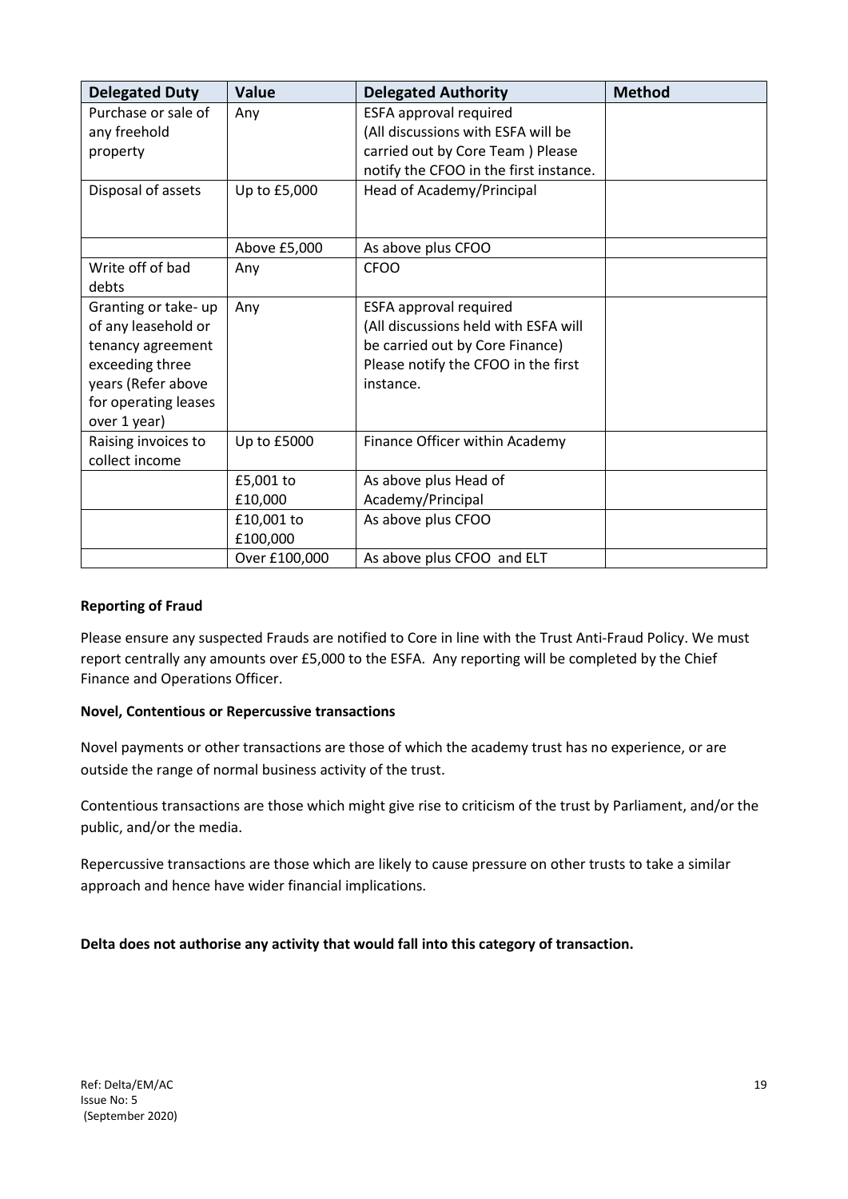| Delegated Duty | Value | Delegated Authority | Method |
|---|---|---|---|
| Purchase or sale of any freehold property | Any | ESFA approval required (All discussions with ESFA will be carried out by Core Team ) Please notify the CFOO in the first instance. | |
| Disposal of assets | Up to £5,000 | Head of Academy/Principal | |
| | Above £5,000 | As above plus CFOO | |
| Write off of bad debts | Any | CFOO | |
| Granting or take- up of any leasehold or tenancy agreement exceeding three years (Refer above for operating leases over 1 year) | Any | ESFA approval required (All discussions held with ESFA will be carried out by Core Finance) Please notify the CFOO in the first instance. | |
| Raising invoices to collect income | Up to £5000 | Finance Officer within Academy | |
| | £5,001 to £10,000 | As above plus Head of Academy/Principal | |
| | £10,001 to £100,000 | As above plus CFOO | |
| | Over £100,000 | As above plus CFOO and ELT | |

**Reporting of Fraud**

Please ensure any suspected Frauds are notified to Core in line with the Trust Anti-Fraud Policy. We must report centrally any amounts over £5,000 to the ESFA. Any reporting will be completed by the Chief Finance and Operations Officer.

**Novel, Contentious or Repercussive transactions**

Novel payments or other transactions are those of which the academy trust has no experience, or are outside the range of normal business activity of the trust.

Contentious transactions are those which might give rise to criticism of the trust by Parliament, and/or the public, and/or the media.

Repercussive transactions are those which are likely to cause pressure on other trusts to take a similar approach and hence have wider financial implications.

**Delta does not authorise any activity that would fall into this category of transaction.**

Ref: Delta/EM/AC
Issue No: 5
(September 2020)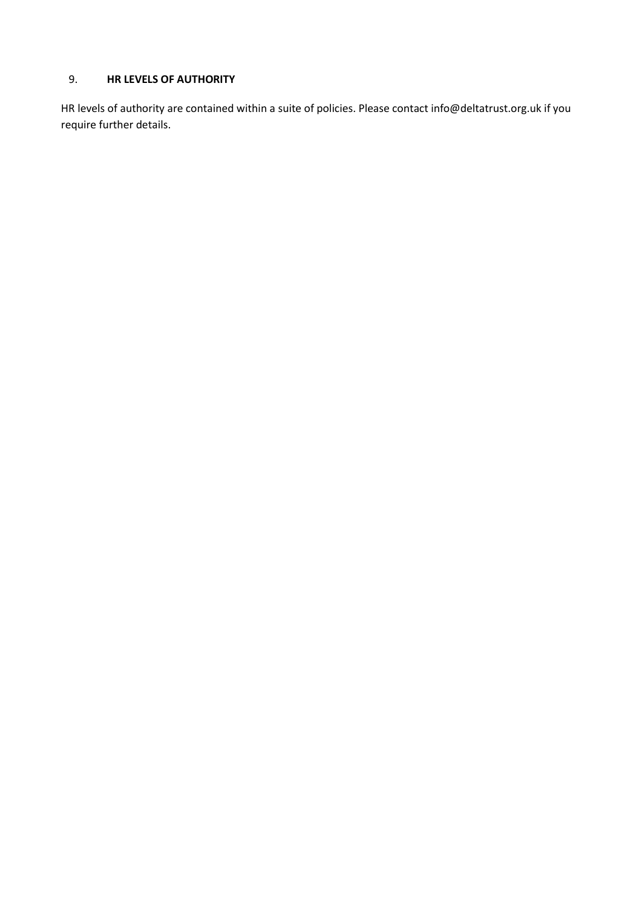## 9. HR LEVELS OF AUTHORITY

HR levels of authority are contained within a suite of policies. Please contact info@deltatrust.org.uk if you require further details.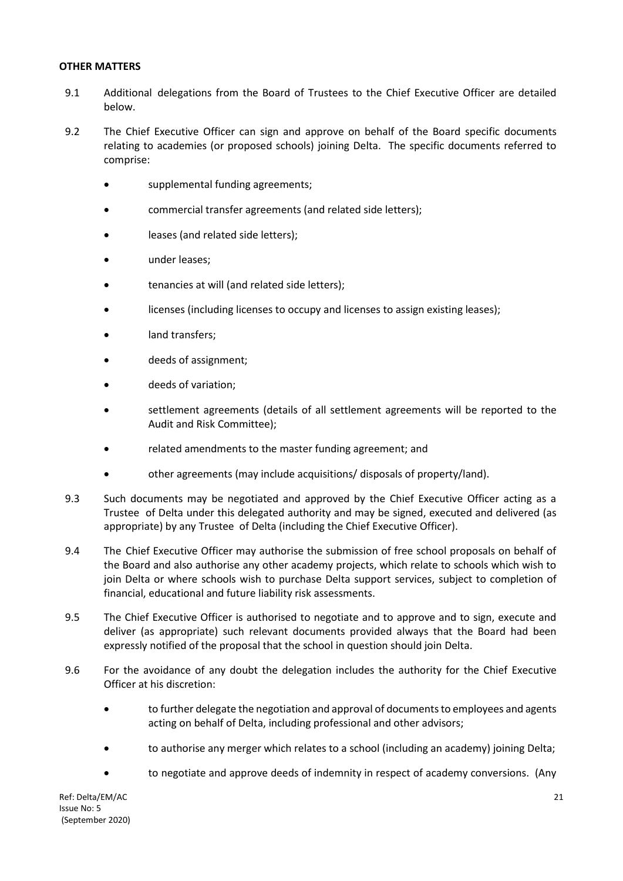**OTHER MATTERS**

9.1 Additional delegations from the Board of Trustees to the Chief Executive Officer are detailed below.

9.2 The Chief Executive Officer can sign and approve on behalf of the Board specific documents relating to academies (or proposed schools) joining Delta. The specific documents referred to comprise:

- supplemental funding agreements;
- commercial transfer agreements (and related side letters);
- leases (and related side letters);
- under leases;
- tenancies at will (and related side letters);
- licenses (including licenses to occupy and licenses to assign existing leases);
- land transfers;
- deeds of assignment;
- deeds of variation;
- settlement agreements (details of all settlement agreements will be reported to the Audit and Risk Committee);
- related amendments to the master funding agreement; and
- other agreements (may include acquisitions/ disposals of property/land).

9.3 Such documents may be negotiated and approved by the Chief Executive Officer acting as a Trustee of Delta under this delegated authority and may be signed, executed and delivered (as appropriate) by any Trustee of Delta (including the Chief Executive Officer).

9.4 The Chief Executive Officer may authorise the submission of free school proposals on behalf of the Board and also authorise any other academy projects, which relate to schools which wish to join Delta or where schools wish to purchase Delta support services, subject to completion of financial, educational and future liability risk assessments.

9.5 The Chief Executive Officer is authorised to negotiate and to approve and to sign, execute and deliver (as appropriate) such relevant documents provided always that the Board had been expressly notified of the proposal that the school in question should join Delta.

9.6 For the avoidance of any doubt the delegation includes the authority for the Chief Executive Officer at his discretion:

- to further delegate the negotiation and approval of documents to employees and agents acting on behalf of Delta, including professional and other advisors;
- to authorise any merger which relates to a school (including an academy) joining Delta;
- to negotiate and approve deeds of indemnity in respect of academy conversions. (Any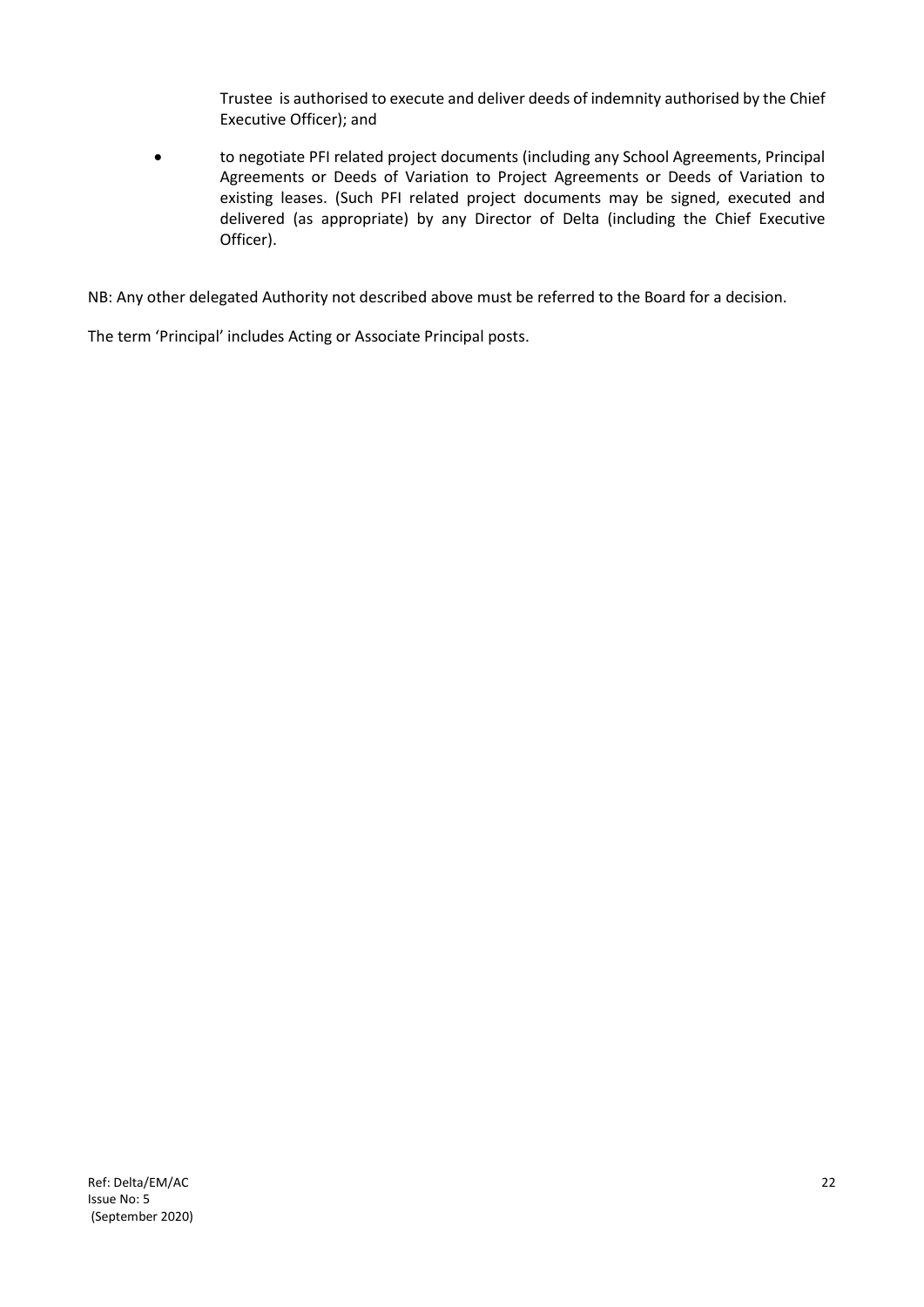Trustee is authorised to execute and deliver deeds of indemnity authorised by the Chief Executive Officer); and

- to negotiate PFI related project documents (including any School Agreements, Principal Agreements or Deeds of Variation to Project Agreements or Deeds of Variation to existing leases. (Such PFI related project documents may be signed, executed and delivered (as appropriate) by any Director of Delta (including the Chief Executive Officer).

NB: Any other delegated Authority not described above must be referred to the Board for a decision.

The term 'Principal' includes Acting or Associate Principal posts.